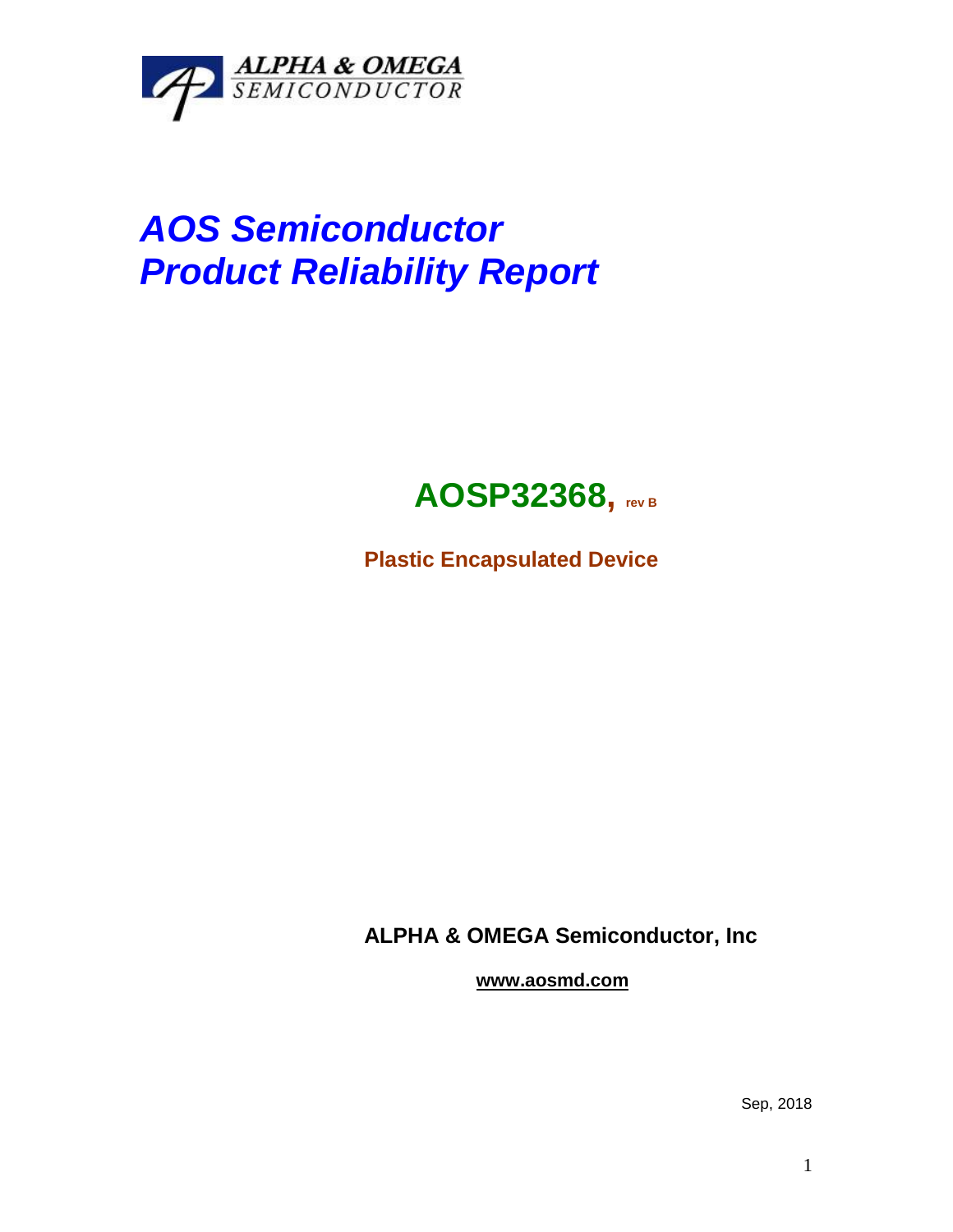ALPHA & OMEGA
SEMICONDUCTOR

# *AOS Semiconductor*
# *Product Reliability Report*

## AOSP32368, rev B

**Plastic Encapsulated Device**

**ALPHA & OMEGA Semiconductor, Inc**

**www.aosmd.com**

Sep, 2018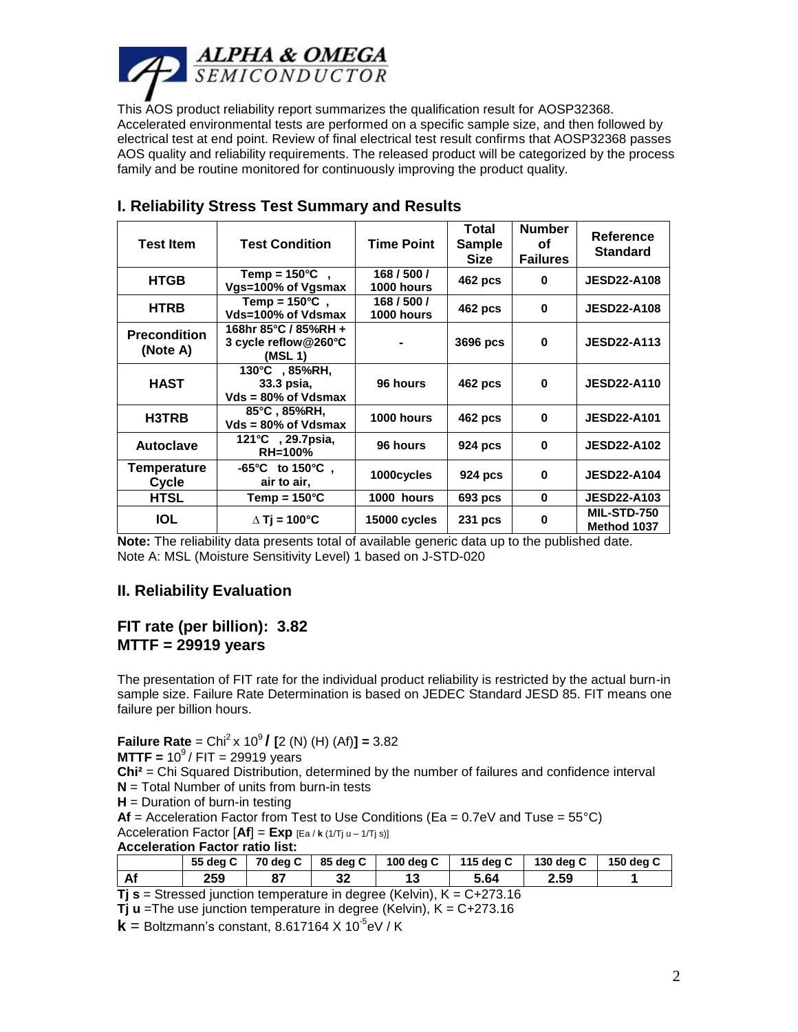ALPHA & OMEGA SEMICONDUCTOR

This AOS product reliability report summarizes the qualification result for AOSP32368. Accelerated environmental tests are performed on a specific sample size, and then followed by electrical test at end point. Review of final electrical test result confirms that AOSP32368 passes AOS quality and reliability requirements. The released product will be categorized by the process family and be routine monitored for continuously improving the product quality.

## I. Reliability Stress Test Summary and Results

| Test Item | Test Condition | Time Point | Total Sample Size | Number of Failures | Reference Standard |
|---|---|---|---|---|---|
| HTGB | Temp = 150°C , Vgs=100% of Vgsmax | 168 / 500 / 1000 hours | 462 pcs | 0 | JESD22-A108 |
| HTRB | Temp = 150°C , Vds=100% of Vdsmax | 168 / 500 / 1000 hours | 462 pcs | 0 | JESD22-A108 |
| Precondition (Note A) | 168hr 85°C / 85%RH + 3 cycle reflow@260°C (MSL 1) | - | 3696 pcs | 0 | JESD22-A113 |
| HAST | 130°C , 85%RH, 33.3 psia, Vds = 80% of Vdsmax | 96 hours | 462 pcs | 0 | JESD22-A110 |
| H3TRB | 85°C , 85%RH, Vds = 80% of Vdsmax | 1000 hours | 462 pcs | 0 | JESD22-A101 |
| Autoclave | 121°C , 29.7psia, RH=100% | 96 hours | 924 pcs | 0 | JESD22-A102 |
| Temperature Cycle | -65°C to 150°C , air to air, | 1000cycles | 924 pcs | 0 | JESD22-A104 |
| HTSL | Temp = 150°C | 1000 hours | 693 pcs | 0 | JESD22-A103 |
| IOL | $\Delta$ Tj = 100°C | 15000 cycles | 231 pcs | 0 | MIL-STD-750 Method 1037 |

**Note:** The reliability data presents total of available generic data up to the published date.
Note A: MSL (Moisture Sensitivity Level) 1 based on J-STD-020

## II. Reliability Evaluation

### FIT rate (per billion): 3.82
### MTTF = 29919 years

The presentation of FIT rate for the individual product reliability is restricted by the actual burn-in sample size. Failure Rate Determination is based on JEDEC Standard JESD 85. FIT means one failure per billion hours.

**Failure Rate** = $Chi^2 \times 10^9$ **/ [**2 (N) (H) (Af)**] =** 3.82

**MTTF =** $10^9$ / FIT = 29919 years

**Chi²** = Chi Squared Distribution, determined by the number of failures and confidence interval

**N** = Total Number of units from burn-in tests

**H** = Duration of burn-in testing

**Af** = Acceleration Factor from Test to Use Conditions (Ea = 0.7eV and Tuse = 55°C)

Acceleration Factor [**Af**] = **Exp** [Ea / **k** (1/Tj u – 1/Tj s)]

**Acceleration Factor ratio list:**

| | 55 deg C | 70 deg C | 85 deg C | 100 deg C | 115 deg C | 130 deg C | 150 deg C |
|---|---|---|---|---|---|---|---|
| Af | 259 | 87 | 32 | 13 | 5.64 | 2.59 | 1 |

**Tj s** = Stressed junction temperature in degree (Kelvin), K = C+273.16

**Tj u** =The use junction temperature in degree (Kelvin), K = C+273.16

**k** = Boltzmann's constant, 8.617164 X $10^{-5}$eV / K